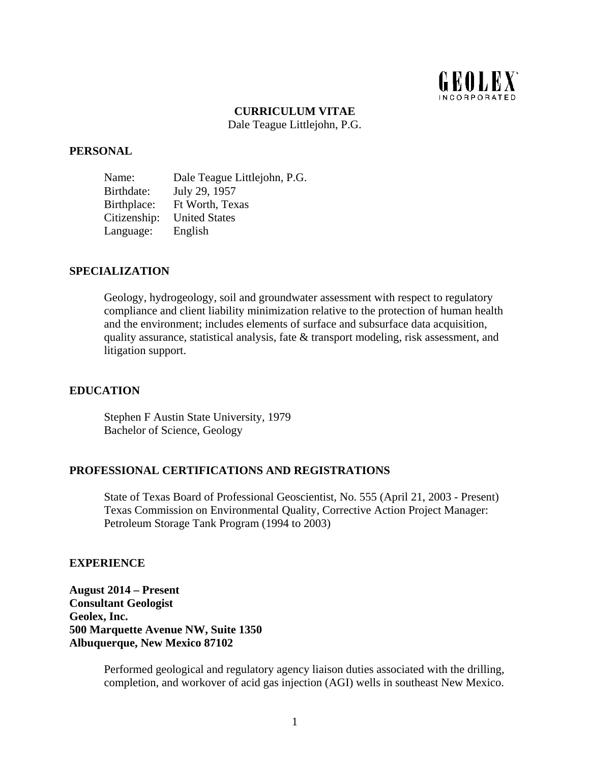GEOLEX INCORPORATED

# CURRICULUM VITAE

Dale Teague Littlejohn, P.G.

## PERSONAL

| | |
|---|---|
| Name: | Dale Teague Littlejohn, P.G. |
| Birthdate: | July 29, 1957 |
| Birthplace: | Ft Worth, Texas |
| Citizenship: | United States |
| Language: | English |

## SPECIALIZATION

Geology, hydrogeology, soil and groundwater assessment with respect to regulatory compliance and client liability minimization relative to the protection of human health and the environment; includes elements of surface and subsurface data acquisition, quality assurance, statistical analysis, fate & transport modeling, risk assessment, and litigation support.

## EDUCATION

Stephen F Austin State University, 1979
Bachelor of Science, Geology

## PROFESSIONAL CERTIFICATIONS AND REGISTRATIONS

State of Texas Board of Professional Geoscientist, No. 555 (April 21, 2003 - Present)
Texas Commission on Environmental Quality, Corrective Action Project Manager: Petroleum Storage Tank Program (1994 to 2003)

## EXPERIENCE

**August 2014 – Present**
**Consultant Geologist**
**Geolex, Inc.**
**500 Marquette Avenue NW, Suite 1350**
**Albuquerque, New Mexico 87102**

Performed geological and regulatory agency liaison duties associated with the drilling, completion, and workover of acid gas injection (AGI) wells in southeast New Mexico.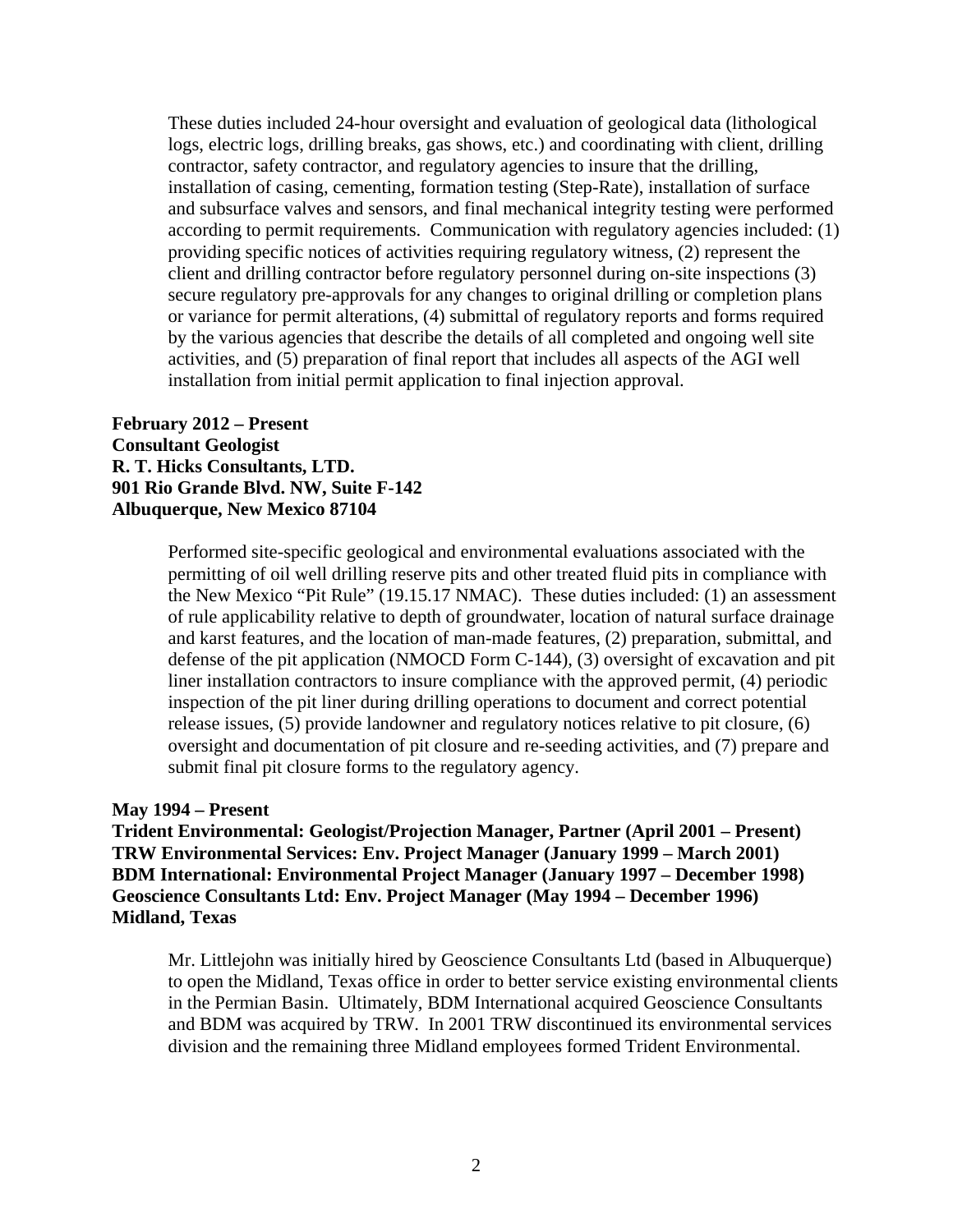These duties included 24-hour oversight and evaluation of geological data (lithological logs, electric logs, drilling breaks, gas shows, etc.) and coordinating with client, drilling contractor, safety contractor, and regulatory agencies to insure that the drilling, installation of casing, cementing, formation testing (Step-Rate), installation of surface and subsurface valves and sensors, and final mechanical integrity testing were performed according to permit requirements. Communication with regulatory agencies included: (1) providing specific notices of activities requiring regulatory witness, (2) represent the client and drilling contractor before regulatory personnel during on-site inspections (3) secure regulatory pre-approvals for any changes to original drilling or completion plans or variance for permit alterations, (4) submittal of regulatory reports and forms required by the various agencies that describe the details of all completed and ongoing well site activities, and (5) preparation of final report that includes all aspects of the AGI well installation from initial permit application to final injection approval.

**February 2012 – Present**
**Consultant Geologist**
**R. T. Hicks Consultants, LTD.**
**901 Rio Grande Blvd. NW, Suite F-142**
**Albuquerque, New Mexico 87104**

Performed site-specific geological and environmental evaluations associated with the permitting of oil well drilling reserve pits and other treated fluid pits in compliance with the New Mexico "Pit Rule" (19.15.17 NMAC). These duties included: (1) an assessment of rule applicability relative to depth of groundwater, location of natural surface drainage and karst features, and the location of man-made features, (2) preparation, submittal, and defense of the pit application (NMOCD Form C-144), (3) oversight of excavation and pit liner installation contractors to insure compliance with the approved permit, (4) periodic inspection of the pit liner during drilling operations to document and correct potential release issues, (5) provide landowner and regulatory notices relative to pit closure, (6) oversight and documentation of pit closure and re-seeding activities, and (7) prepare and submit final pit closure forms to the regulatory agency.

**May 1994 – Present**
**Trident Environmental: Geologist/Projection Manager, Partner (April 2001 – Present)**
**TRW Environmental Services: Env. Project Manager (January 1999 – March 2001)**
**BDM International: Environmental Project Manager (January 1997 – December 1998)**
**Geoscience Consultants Ltd: Env. Project Manager (May 1994 – December 1996)**
**Midland, Texas**

Mr. Littlejohn was initially hired by Geoscience Consultants Ltd (based in Albuquerque) to open the Midland, Texas office in order to better service existing environmental clients in the Permian Basin. Ultimately, BDM International acquired Geoscience Consultants and BDM was acquired by TRW. In 2001 TRW discontinued its environmental services division and the remaining three Midland employees formed Trident Environmental.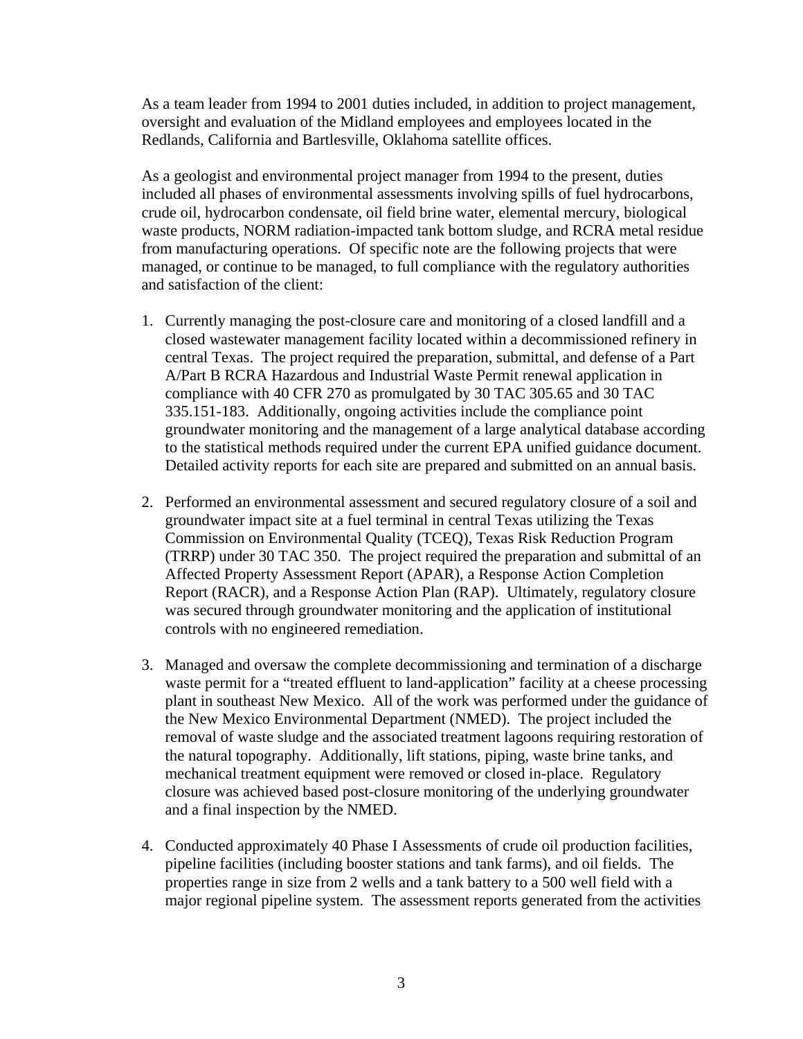As a team leader from 1994 to 2001 duties included, in addition to project management, oversight and evaluation of the Midland employees and employees located in the Redlands, California and Bartlesville, Oklahoma satellite offices.

As a geologist and environmental project manager from 1994 to the present, duties included all phases of environmental assessments involving spills of fuel hydrocarbons, crude oil, hydrocarbon condensate, oil field brine water, elemental mercury, biological waste products, NORM radiation-impacted tank bottom sludge, and RCRA metal residue from manufacturing operations. Of specific note are the following projects that were managed, or continue to be managed, to full compliance with the regulatory authorities and satisfaction of the client:

1. Currently managing the post-closure care and monitoring of a closed landfill and a closed wastewater management facility located within a decommissioned refinery in central Texas. The project required the preparation, submittal, and defense of a Part A/Part B RCRA Hazardous and Industrial Waste Permit renewal application in compliance with 40 CFR 270 as promulgated by 30 TAC 305.65 and 30 TAC 335.151-183. Additionally, ongoing activities include the compliance point groundwater monitoring and the management of a large analytical database according to the statistical methods required under the current EPA unified guidance document. Detailed activity reports for each site are prepared and submitted on an annual basis.

2. Performed an environmental assessment and secured regulatory closure of a soil and groundwater impact site at a fuel terminal in central Texas utilizing the Texas Commission on Environmental Quality (TCEQ), Texas Risk Reduction Program (TRRP) under 30 TAC 350. The project required the preparation and submittal of an Affected Property Assessment Report (APAR), a Response Action Completion Report (RACR), and a Response Action Plan (RAP). Ultimately, regulatory closure was secured through groundwater monitoring and the application of institutional controls with no engineered remediation.

3. Managed and oversaw the complete decommissioning and termination of a discharge waste permit for a "treated effluent to land-application" facility at a cheese processing plant in southeast New Mexico. All of the work was performed under the guidance of the New Mexico Environmental Department (NMED). The project included the removal of waste sludge and the associated treatment lagoons requiring restoration of the natural topography. Additionally, lift stations, piping, waste brine tanks, and mechanical treatment equipment were removed or closed in-place. Regulatory closure was achieved based post-closure monitoring of the underlying groundwater and a final inspection by the NMED.

4. Conducted approximately 40 Phase I Assessments of crude oil production facilities, pipeline facilities (including booster stations and tank farms), and oil fields. The properties range in size from 2 wells and a tank battery to a 500 well field with a major regional pipeline system. The assessment reports generated from the activities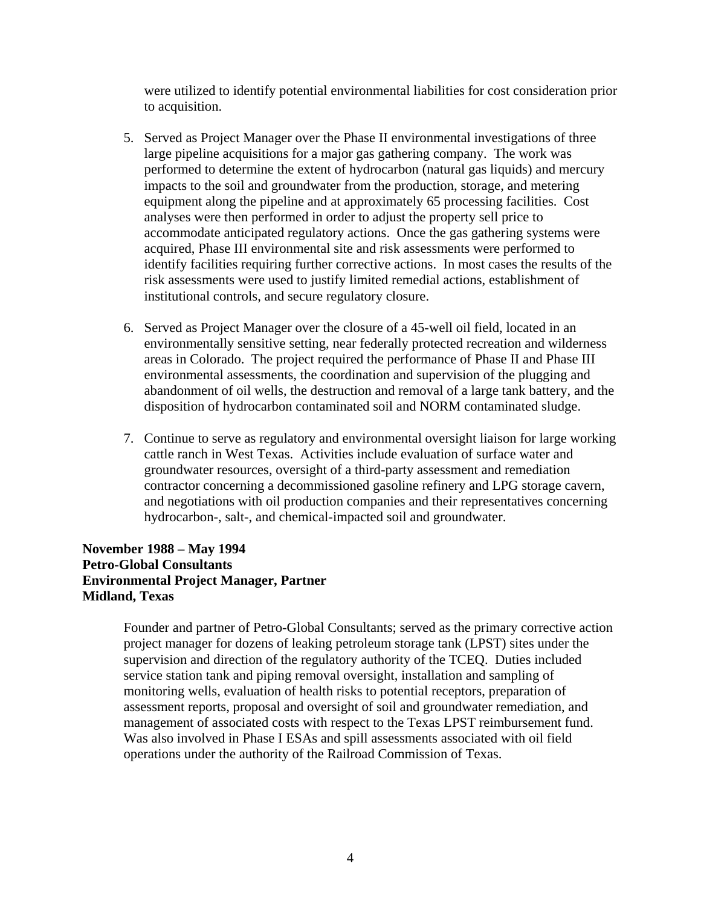were utilized to identify potential environmental liabilities for cost consideration prior to acquisition.

5. Served as Project Manager over the Phase II environmental investigations of three large pipeline acquisitions for a major gas gathering company. The work was performed to determine the extent of hydrocarbon (natural gas liquids) and mercury impacts to the soil and groundwater from the production, storage, and metering equipment along the pipeline and at approximately 65 processing facilities. Cost analyses were then performed in order to adjust the property sell price to accommodate anticipated regulatory actions. Once the gas gathering systems were acquired, Phase III environmental site and risk assessments were performed to identify facilities requiring further corrective actions. In most cases the results of the risk assessments were used to justify limited remedial actions, establishment of institutional controls, and secure regulatory closure.

6. Served as Project Manager over the closure of a 45-well oil field, located in an environmentally sensitive setting, near federally protected recreation and wilderness areas in Colorado. The project required the performance of Phase II and Phase III environmental assessments, the coordination and supervision of the plugging and abandonment of oil wells, the destruction and removal of a large tank battery, and the disposition of hydrocarbon contaminated soil and NORM contaminated sludge.

7. Continue to serve as regulatory and environmental oversight liaison for large working cattle ranch in West Texas. Activities include evaluation of surface water and groundwater resources, oversight of a third-party assessment and remediation contractor concerning a decommissioned gasoline refinery and LPG storage cavern, and negotiations with oil production companies and their representatives concerning hydrocarbon-, salt-, and chemical-impacted soil and groundwater.

**November 1988 – May 1994**
**Petro-Global Consultants**
**Environmental Project Manager, Partner**
**Midland, Texas**

Founder and partner of Petro-Global Consultants; served as the primary corrective action project manager for dozens of leaking petroleum storage tank (LPST) sites under the supervision and direction of the regulatory authority of the TCEQ. Duties included service station tank and piping removal oversight, installation and sampling of monitoring wells, evaluation of health risks to potential receptors, preparation of assessment reports, proposal and oversight of soil and groundwater remediation, and management of associated costs with respect to the Texas LPST reimbursement fund. Was also involved in Phase I ESAs and spill assessments associated with oil field operations under the authority of the Railroad Commission of Texas.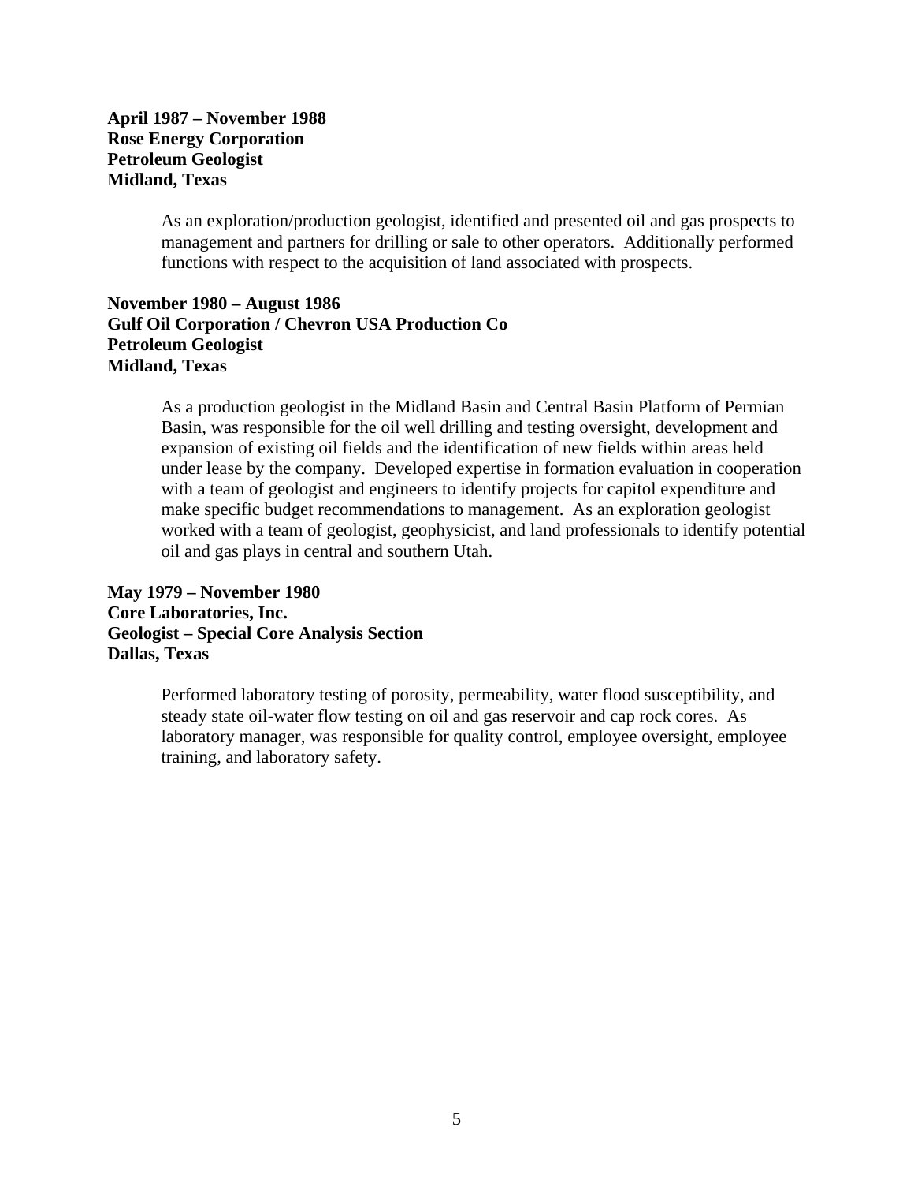**April 1987 – November 1988**
**Rose Energy Corporation**
**Petroleum Geologist**
**Midland, Texas**

As an exploration/production geologist, identified and presented oil and gas prospects to management and partners for drilling or sale to other operators. Additionally performed functions with respect to the acquisition of land associated with prospects.

**November 1980 – August 1986**
**Gulf Oil Corporation / Chevron USA Production Co**
**Petroleum Geologist**
**Midland, Texas**

As a production geologist in the Midland Basin and Central Basin Platform of Permian Basin, was responsible for the oil well drilling and testing oversight, development and expansion of existing oil fields and the identification of new fields within areas held under lease by the company. Developed expertise in formation evaluation in cooperation with a team of geologist and engineers to identify projects for capitol expenditure and make specific budget recommendations to management. As an exploration geologist worked with a team of geologist, geophysicist, and land professionals to identify potential oil and gas plays in central and southern Utah.

**May 1979 – November 1980**
**Core Laboratories, Inc.**
**Geologist – Special Core Analysis Section**
**Dallas, Texas**

Performed laboratory testing of porosity, permeability, water flood susceptibility, and steady state oil-water flow testing on oil and gas reservoir and cap rock cores. As laboratory manager, was responsible for quality control, employee oversight, employee training, and laboratory safety.